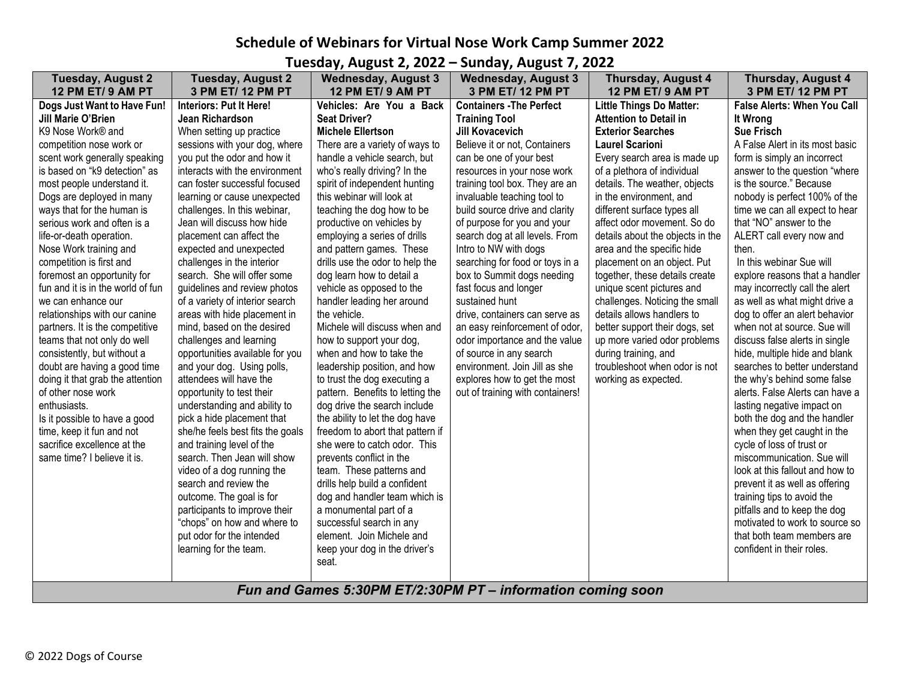# Schedule of Webinars for Virtual Nose Work Camp Summer 2022

## Tuesday, August 2, 2022 – Sunday, August 7, 2022

| Tuesday, August 2 12 PM ET/ 9 AM PT | Tuesday, August 2 3 PM ET/ 12 PM PT | Wednesday, August 3 12 PM ET/ 9 AM PT | Wednesday, August 3 3 PM ET/ 12 PM PT | Thursday, August 4 12 PM ET/ 9 AM PT | Thursday, August 4 3 PM ET/ 12 PM PT |
|---|---|---|---|---|---|
| **Dogs Just Want to Have Fun!** **Jill Marie O'Brien** K9 Nose Work® and competition nose work or scent work generally speaking is based on "k9 detection" as most people understand it. Dogs are deployed in many ways that for the human is serious work and often is a life-or-death operation. Nose Work training and competition is first and foremost an opportunity for fun and it is in the world of fun we can enhance our relationships with our canine partners. It is the competitive teams that not only do well consistently, but without a doubt are having a good time doing it that grab the attention of other nose work enthusiasts. Is it possible to have a good time, keep it fun and not sacrifice excellence at the same time? I believe it is. | **Interiors: Put It Here!** **Jean Richardson** When setting up practice sessions with your dog, where you put the odor and how it interacts with the environment can foster successful focused learning or cause unexpected challenges. In this webinar, Jean will discuss how hide placement can affect the expected and unexpected challenges in the interior search. She will offer some guidelines and review photos of a variety of interior search areas with hide placement in mind, based on the desired challenges and learning opportunities available for you and your dog. Using polls, attendees will have the opportunity to test their understanding and ability to pick a hide placement that she/he feels best fits the goals and training level of the search. Then Jean will show video of a dog running the search and review the outcome. The goal is for participants to improve their "chops" on how and where to put odor for the intended learning for the team. | **Vehicles: Are You a Back Seat Driver?** **Michele Ellertson** There are a variety of ways to handle a vehicle search, but who's really driving? In the spirit of independent hunting this webinar will look at teaching the dog how to be productive on vehicles by employing a series of drills and pattern games. These drills use the odor to help the dog learn how to detail a vehicle as opposed to the handler leading her around the vehicle. Michele will discuss when and how to support your dog, when and how to take the leadership position, and how to trust the dog executing a pattern. Benefits to letting the dog drive the search include the ability to let the dog have freedom to abort that pattern if she were to catch odor. This prevents conflict in the team. These patterns and drills help build a confident dog and handler team which is a monumental part of a successful search in any element. Join Michele and keep your dog in the driver's seat. | **Containers -The Perfect Training Tool** **Jill Kovacevich** Believe it or not, Containers can be one of your best resources in your nose work training tool box. They are an invaluable teaching tool to build source drive and clarity of purpose for you and your search dog at all levels. From Intro to NW with dogs searching for food or toys in a box to Summit dogs needing fast focus and longer sustained hunt drive, containers can serve as an easy reinforcement of odor, odor importance and the value of source in any search environment. Join Jill as she explores how to get the most out of training with containers! | **Little Things Do Matter: Attention to Detail in Exterior Searches** **Laurel Scarioni** Every search area is made up of a plethora of individual details. The weather, objects in the environment, and different surface types all affect odor movement. So do details about the objects in the area and the specific hide placement on an object. Put together, these details create unique scent pictures and challenges. Noticing the small details allows handlers to better support their dogs, set up more varied odor problems during training, and troubleshoot when odor is not working as expected. | **False Alerts: When You Call It Wrong** **Sue Frisch** A False Alert in its most basic form is simply an incorrect answer to the question "where is the source." Because nobody is perfect 100% of the time we can all expect to hear that "NO" answer to the ALERT call every now and then. In this webinar Sue will explore reasons that a handler may incorrectly call the alert as well as what might drive a dog to offer an alert behavior when not at source. Sue will discuss false alerts in single hide, multiple hide and blank searches to better understand the why's behind some false alerts. False Alerts can have a lasting negative impact on both the dog and the handler when they get caught in the cycle of loss of trust or miscommunication. Sue will look at this fallout and how to prevent it as well as offering training tips to avoid the pitfalls and to keep the dog motivated to work to source so that both team members are confident in their roles. |
| ***Fun and Games 5:30PM ET/2:30PM PT – information coming soon*** | | | | | |

© 2022 Dogs of Course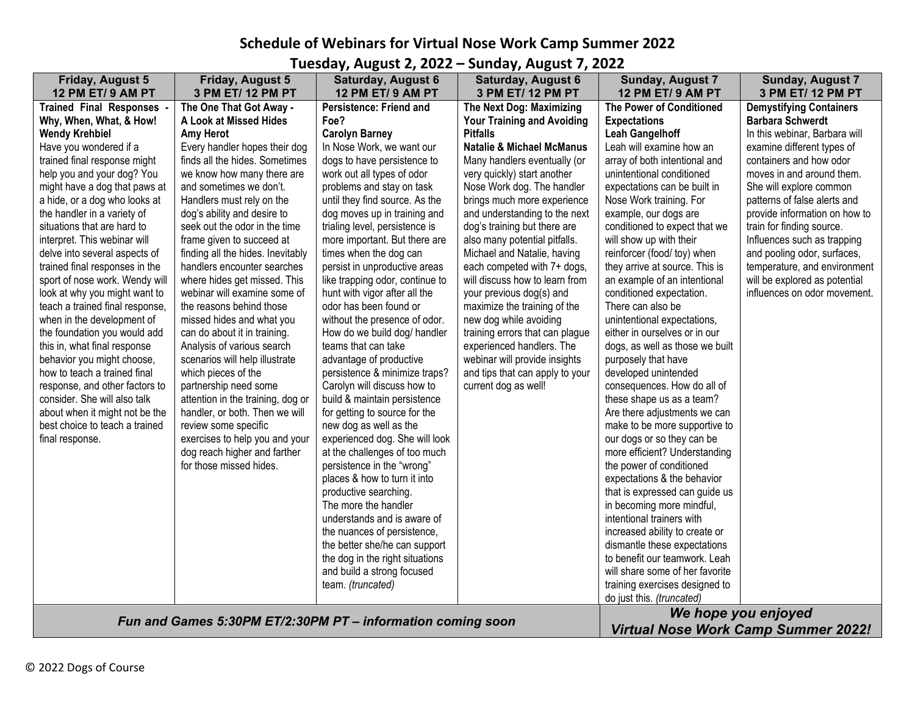# Schedule of Webinars for Virtual Nose Work Camp Summer 2022

## Tuesday, August 2, 2022 – Sunday, August 7, 2022

| Friday, August 5<br>12 PM ET/ 9 AM PT | Friday, August 5<br>3 PM ET/ 12 PM PT | Saturday, August 6<br>12 PM ET/ 9 AM PT | Saturday, August 6<br>3 PM ET/ 12 PM PT | Sunday, August 7<br>12 PM ET/ 9 AM PT | Sunday, August 7<br>3 PM ET/ 12 PM PT |
|---|---|---|---|---|---|
| **Trained Final Responses - Why, When, What, & How!**<br>**Wendy Krehbiel**<br>Have you wondered if a trained final response might help you and your dog? You might have a dog that paws at a hide, or a dog who looks at the handler in a variety of situations that are hard to interpret. This webinar will delve into several aspects of trained final responses in the sport of nose work. Wendy will look at why you might want to teach a trained final response, when in the development of the foundation you would add this in, what final response behavior you might choose, how to teach a trained final response, and other factors to consider. She will also talk about when it might not be the best choice to teach a trained final response. | **The One That Got Away - A Look at Missed Hides**<br>**Amy Herot**<br>Every handler hopes their dog finds all the hides. Sometimes we know how many there are and sometimes we don't. Handlers must rely on the dog's ability and desire to seek out the odor in the time frame given to succeed at finding all the hides. Inevitably handlers encounter searches where hides get missed. This webinar will examine some of the reasons behind those missed hides and what you can do about it in training. Analysis of various search scenarios will help illustrate which pieces of the partnership need some attention in the training, dog or handler, or both. Then we will review some specific exercises to help you and your dog reach higher and farther for those missed hides. | **Persistence: Friend and Foe?**<br>**Carolyn Barney**<br>In Nose Work, we want our dogs to have persistence to work out all types of odor problems and stay on task until they find source. As the dog moves up in training and trialing level, persistence is more important. But there are times when the dog can persist in unproductive areas like trapping odor, continue to hunt with vigor after all the odor has been found or without the presence of odor. How do we build dog/ handler teams that can take advantage of productive persistence & minimize traps? Carolyn will discuss how to build & maintain persistence for getting to source for the new dog as well as the experienced dog. She will look at the challenges of too much persistence in the "wrong" places & how to turn it into productive searching. The more the handler understands and is aware of the nuances of persistence, the better she/he can support the dog in the right situations and build a strong focused team. *(truncated)* | **The Next Dog: Maximizing Your Training and Avoiding Pitfalls**<br>**Natalie & Michael McManus**<br>Many handlers eventually (or very quickly) start another Nose Work dog. The handler brings much more experience and understanding to the next dog's training but there are also many potential pitfalls. Michael and Natalie, having each competed with 7+ dogs, will discuss how to learn from your previous dog(s) and maximize the training of the new dog while avoiding training errors that can plague experienced handlers. The webinar will provide insights and tips that can apply to your current dog as well! | **The Power of Conditioned Expectations**<br>**Leah Gangelhoff**<br>Leah will examine how an array of both intentional and unintentional conditioned expectations can be built in Nose Work training. For example, our dogs are conditioned to expect that we will show up with their reinforcer (food/ toy) when they arrive at source. This is an example of an intentional conditioned expectation. There can also be unintentional expectations, either in ourselves or in our dogs, as well as those we built purposely that have developed unintended consequences. How do all of these shape us as a team? Are there adjustments we can make to be more supportive to our dogs or so they can be more efficient? Understanding the power of conditioned expectations & the behavior that is expressed can guide us in becoming more mindful, intentional trainers with increased ability to create or dismantle these expectations to benefit our teamwork. Leah will share some of her favorite training exercises designed to do just this. *(truncated)* | **Demystifying Containers**<br>**Barbara Schwerdt**<br>In this webinar, Barbara will examine different types of containers and how odor moves in and around them. She will explore common patterns of false alerts and provide information on how to train for finding source. Influences such as trapping and pooling odor, surfaces, temperature, and environment will be explored as potential influences on odor movement. |
| ***Fun and Games 5:30PM ET/2:30PM PT – information coming soon*** | | | | ***We hope you enjoyed Virtual Nose Work Camp Summer 2022!*** | |

© 2022 Dogs of Course